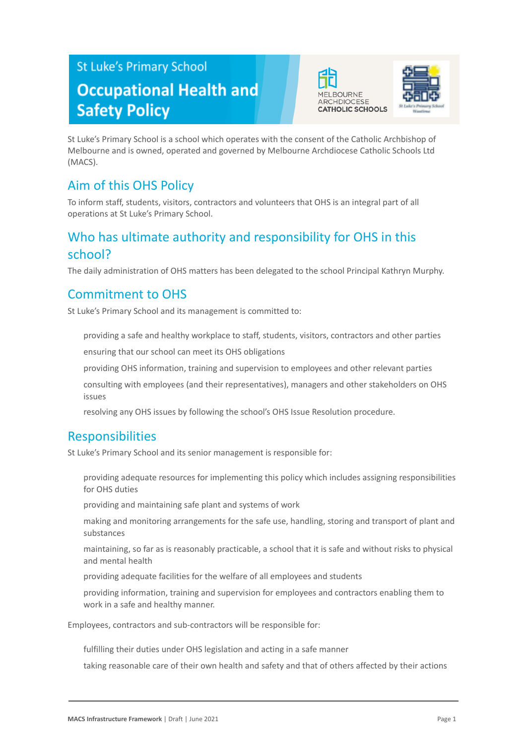St Luke's Primary School

# Occupational Health and Safety Policy

St Luke's Primary School is a school which operates with the consent of the Catholic Archbishop of Melbourne and is owned, operated and governed by Melbourne Archdiocese Catholic Schools Ltd (MACS).

## Aim of this OHS Policy

To inform staff, students, visitors, contractors and volunteers that OHS is an integral part of all operations at St Luke's Primary School.

## Who has ultimate authority and responsibility for OHS in this school?

The daily administration of OHS matters has been delegated to the school Principal Kathryn Murphy.

## Commitment to OHS

St Luke's Primary School and its management is committed to:

- providing a safe and healthy workplace to staff, students, visitors, contractors and other parties
- ensuring that our school can meet its OHS obligations
- providing OHS information, training and supervision to employees and other relevant parties
- consulting with employees (and their representatives), managers and other stakeholders on OHS issues
- resolving any OHS issues by following the school's OHS Issue Resolution procedure.

## Responsibilities

St Luke's Primary School and its senior management is responsible for:

- providing adequate resources for implementing this policy which includes assigning responsibilities for OHS duties
- providing and maintaining safe plant and systems of work
- making and monitoring arrangements for the safe use, handling, storing and transport of plant and substances
- maintaining, so far as is reasonably practicable, a school that it is safe and without risks to physical and mental health
- providing adequate facilities for the welfare of all employees and students
- providing information, training and supervision for employees and contractors enabling them to work in a safe and healthy manner.

Employees, contractors and sub-contractors will be responsible for:

- fulfilling their duties under OHS legislation and acting in a safe manner
- taking reasonable care of their own health and safety and that of others affected by their actions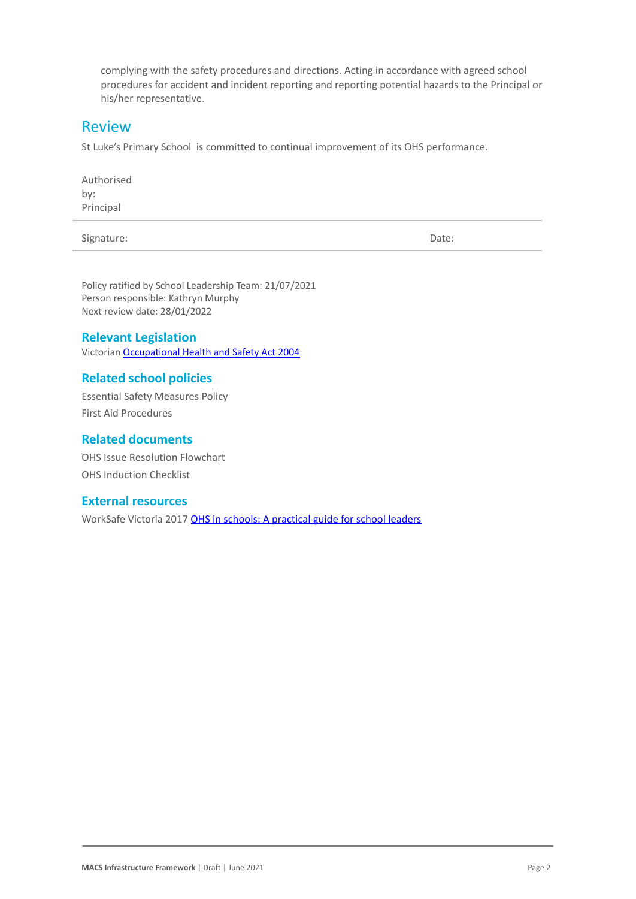complying with the safety procedures and directions. Acting in accordance with agreed school procedures for accident and incident reporting and reporting potential hazards to the Principal or his/her representative.

## Review

St Luke's Primary School is committed to continual improvement of its OHS performance.

Authorised by:
Principal

| Signature: | Date: |
| --- | --- |

Policy ratified by School Leadership Team: 21/07/2021
Person responsible: Kathryn Murphy
Next review date: 28/01/2022

### Relevant Legislation

Victorian Occupational Health and Safety Act 2004

### Related school policies

Essential Safety Measures Policy

First Aid Procedures

### Related documents

OHS Issue Resolution Flowchart

OHS Induction Checklist

### External resources

WorkSafe Victoria 2017 OHS in schools: A practical guide for school leaders